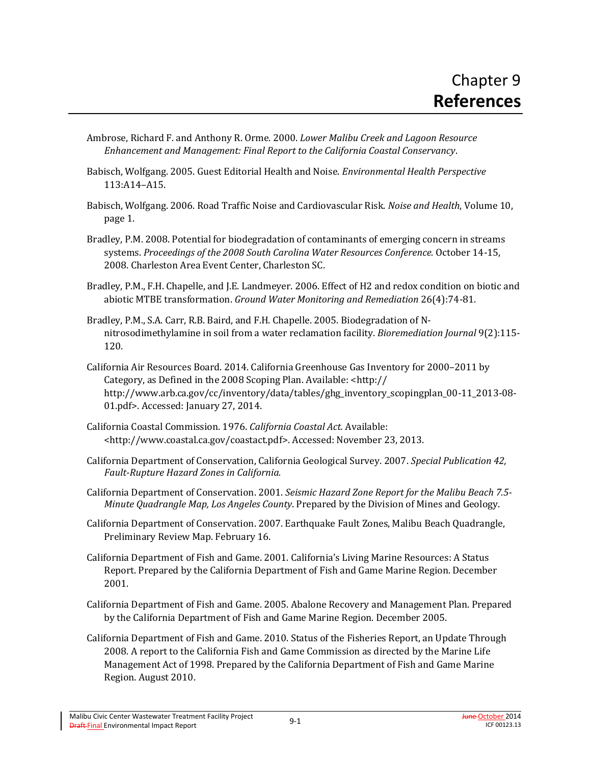# Chapter 9 **References**

Ambrose, Richard F. and Anthony R. Orme. 2000. *Lower Malibu Creek and Lagoon Resource Enhancement and Management: Final Report to the California Coastal Conservancy*.

Babisch, Wolfgang. 2005. Guest Editorial Health and Noise. *Environmental Health Perspective* 113:A14–A15.

Babisch, Wolfgang. 2006. Road Traffic Noise and Cardiovascular Risk. *Noise and Health*, Volume 10, page 1.

Bradley, P.M. 2008. Potential for biodegradation of contaminants of emerging concern in streams systems. *Proceedings of the 2008 South Carolina Water Resources Conference.* October 14-15, 2008. Charleston Area Event Center, Charleston SC.

Bradley, P.M., F.H. Chapelle, and J.E. Landmeyer. 2006. Effect of H2 and redox condition on biotic and abiotic MTBE transformation. *Ground Water Monitoring and Remediation* 26(4):74-81.

Bradley, P.M., S.A. Carr, R.B. Baird, and F.H. Chapelle. 2005. Biodegradation of N-nitrosodimethylamine in soil from a water reclamation facility. *Bioremediation Journal* 9(2):115-120.

California Air Resources Board. 2014. California Greenhouse Gas Inventory for 2000–2011 by Category, as Defined in the 2008 Scoping Plan. Available: <http:// http://www.arb.ca.gov/cc/inventory/data/tables/ghg_inventory_scopingplan_00-11_2013-08-01.pdf>. Accessed: January 27, 2014.

California Coastal Commission. 1976. *California Coastal Act.* Available: <http://www.coastal.ca.gov/coastact.pdf>. Accessed: November 23, 2013.

California Department of Conservation, California Geological Survey. 2007. *Special Publication 42, Fault-Rupture Hazard Zones in California.*

California Department of Conservation. 2001. *Seismic Hazard Zone Report for the Malibu Beach 7.5-Minute Quadrangle Map, Los Angeles County*. Prepared by the Division of Mines and Geology.

California Department of Conservation. 2007. Earthquake Fault Zones, Malibu Beach Quadrangle, Preliminary Review Map. February 16.

California Department of Fish and Game. 2001. California's Living Marine Resources: A Status Report. Prepared by the California Department of Fish and Game Marine Region. December 2001.

California Department of Fish and Game. 2005. Abalone Recovery and Management Plan. Prepared by the California Department of Fish and Game Marine Region. December 2005.

California Department of Fish and Game. 2010. Status of the Fisheries Report, an Update Through 2008. A report to the California Fish and Game Commission as directed by the Marine Life Management Act of 1998. Prepared by the California Department of Fish and Game Marine Region. August 2010.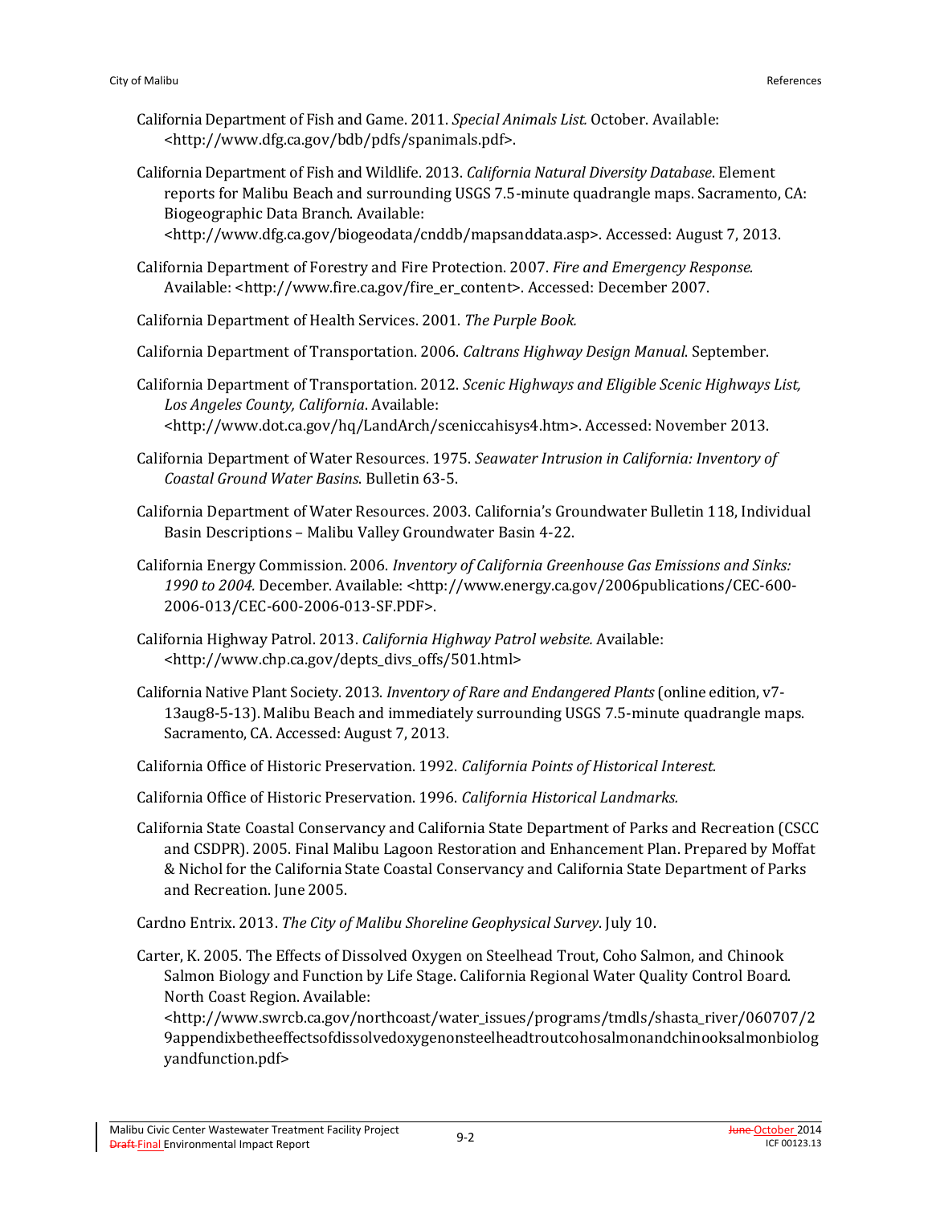California Department of Fish and Game. 2011. *Special Animals List.* October. Available: <http://www.dfg.ca.gov/bdb/pdfs/spanimals.pdf>.

California Department of Fish and Wildlife. 2013. *California Natural Diversity Database*. Element reports for Malibu Beach and surrounding USGS 7.5-minute quadrangle maps. Sacramento, CA: Biogeographic Data Branch. Available: <http://www.dfg.ca.gov/biogeodata/cnddb/mapsanddata.asp>. Accessed: August 7, 2013.

California Department of Forestry and Fire Protection. 2007. *Fire and Emergency Response.* Available: <http://www.fire.ca.gov/fire_er_content>. Accessed: December 2007.

California Department of Health Services. 2001. *The Purple Book.*

California Department of Transportation. 2006. *Caltrans Highway Design Manual*. September.

California Department of Transportation. 2012. *Scenic Highways and Eligible Scenic Highways List, Los Angeles County, California*. Available: <http://www.dot.ca.gov/hq/LandArch/sceniccahisys4.htm>. Accessed: November 2013.

California Department of Water Resources. 1975. *Seawater Intrusion in California: Inventory of Coastal Ground Water Basins*. Bulletin 63-5.

California Department of Water Resources. 2003. California's Groundwater Bulletin 118, Individual Basin Descriptions – Malibu Valley Groundwater Basin 4-22.

California Energy Commission. 2006. *Inventory of California Greenhouse Gas Emissions and Sinks: 1990 to 2004.* December. Available: <http://www.energy.ca.gov/2006publications/CEC-600-2006-013/CEC-600-2006-013-SF.PDF>.

California Highway Patrol. 2013. *California Highway Patrol website.* Available: <http://www.chp.ca.gov/depts_divs_offs/501.html>

California Native Plant Society. 2013. *Inventory of Rare and Endangered Plants* (online edition, v7-13aug8-5-13). Malibu Beach and immediately surrounding USGS 7.5-minute quadrangle maps. Sacramento, CA. Accessed: August 7, 2013.

California Office of Historic Preservation. 1992. *California Points of Historical Interest.*

California Office of Historic Preservation. 1996. *California Historical Landmarks.*

California State Coastal Conservancy and California State Department of Parks and Recreation (CSCC and CSDPR). 2005. Final Malibu Lagoon Restoration and Enhancement Plan. Prepared by Moffat & Nichol for the California State Coastal Conservancy and California State Department of Parks and Recreation. June 2005.

Cardno Entrix. 2013. *The City of Malibu Shoreline Geophysical Survey*. July 10.

Carter, K. 2005. The Effects of Dissolved Oxygen on Steelhead Trout, Coho Salmon, and Chinook Salmon Biology and Function by Life Stage. California Regional Water Quality Control Board. North Coast Region. Available: <http://www.swrcb.ca.gov/northcoast/water_issues/programs/tmdls/shasta_river/060707/29appendixbetheeffectsofdissolvedoxygenonsteelheadtroutcohosalmonandchinooksalmonbiologyandfunction.pdf>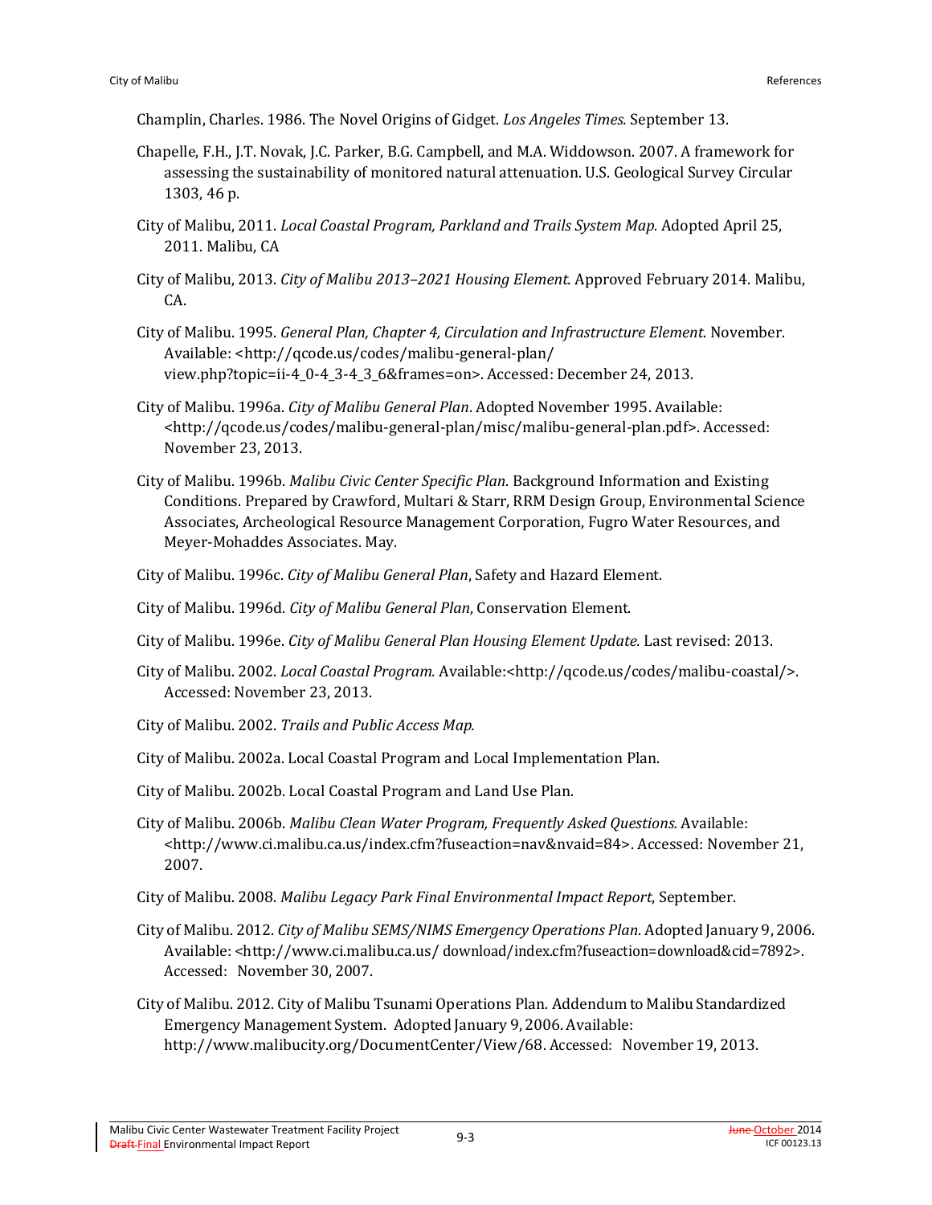Champlin, Charles. 1986. The Novel Origins of Gidget. *Los Angeles Times.* September 13.

Chapelle, F.H., J.T. Novak, J.C. Parker, B.G. Campbell, and M.A. Widdowson. 2007. A framework for assessing the sustainability of monitored natural attenuation. U.S. Geological Survey Circular 1303, 46 p.

City of Malibu, 2011. *Local Coastal Program, Parkland and Trails System Map.* Adopted April 25, 2011. Malibu, CA

City of Malibu, 2013. *City of Malibu 2013–2021 Housing Element.* Approved February 2014. Malibu, CA.

City of Malibu. 1995. *General Plan, Chapter 4, Circulation and Infrastructure Element*. November. Available: <http://qcode.us/codes/malibu-general-plan/view.php?topic=ii-4_0-4_3-4_3_6&frames=on>. Accessed: December 24, 2013.

City of Malibu. 1996a. *City of Malibu General Plan*. Adopted November 1995. Available: <http://qcode.us/codes/malibu-general-plan/misc/malibu-general-plan.pdf>. Accessed: November 23, 2013.

City of Malibu. 1996b. *Malibu Civic Center Specific Plan.* Background Information and Existing Conditions. Prepared by Crawford, Multari & Starr, RRM Design Group, Environmental Science Associates, Archeological Resource Management Corporation, Fugro Water Resources, and Meyer-Mohaddes Associates. May.

City of Malibu. 1996c. *City of Malibu General Plan*, Safety and Hazard Element.

City of Malibu. 1996d. *City of Malibu General Plan*, Conservation Element.

City of Malibu. 1996e. *City of Malibu General Plan Housing Element Update.* Last revised: 2013.

City of Malibu. 2002. *Local Coastal Program.* Available:<http://qcode.us/codes/malibu-coastal/>. Accessed: November 23, 2013.

City of Malibu. 2002. *Trails and Public Access Map.*

City of Malibu. 2002a. Local Coastal Program and Local Implementation Plan.

City of Malibu. 2002b. Local Coastal Program and Land Use Plan.

City of Malibu. 2006b. *Malibu Clean Water Program, Frequently Asked Questions.* Available: <http://www.ci.malibu.ca.us/index.cfm?fuseaction=nav&nvaid=84>. Accessed: November 21, 2007.

City of Malibu. 2008. *Malibu Legacy Park Final Environmental Impact Report*, September.

City of Malibu. 2012. *City of Malibu SEMS/NIMS Emergency Operations Plan*. Adopted January 9, 2006. Available: <http://www.ci.malibu.ca.us/ download/index.cfm?fuseaction=download&cid=7892>. Accessed: November 30, 2007.

City of Malibu. 2012. City of Malibu Tsunami Operations Plan. Addendum to Malibu Standardized Emergency Management System. Adopted January 9, 2006. Available: http://www.malibucity.org/DocumentCenter/View/68. Accessed: November 19, 2013.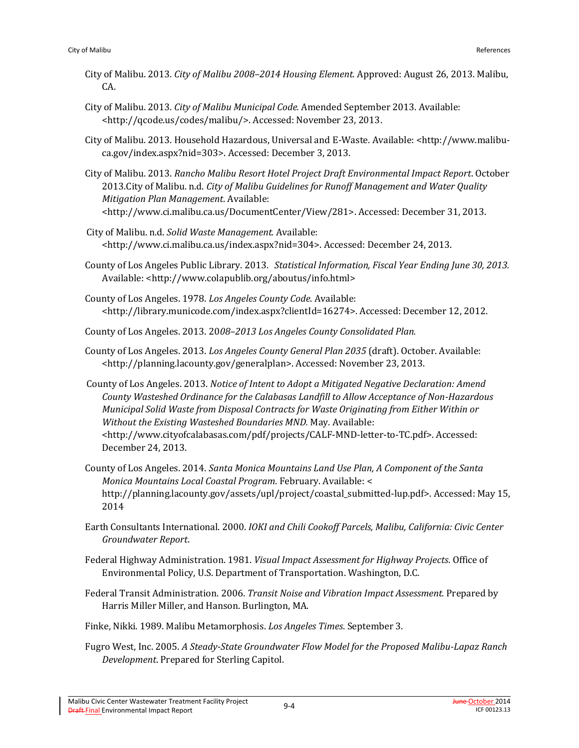City of Malibu. 2013. *City of Malibu 2008–2014 Housing Element.* Approved: August 26, 2013. Malibu, CA.

City of Malibu. 2013. *City of Malibu Municipal Code.* Amended September 2013. Available: <http://qcode.us/codes/malibu/>. Accessed: November 23, 2013.

City of Malibu. 2013. Household Hazardous, Universal and E-Waste. Available: <http://www.malibu-ca.gov/index.aspx?nid=303>. Accessed: December 3, 2013.

City of Malibu. 2013. *Rancho Malibu Resort Hotel Project Draft Environmental Impact Report*. October 2013.City of Malibu. n.d. *City of Malibu Guidelines for Runoff Management and Water Quality Mitigation Plan Management*. Available: <http://www.ci.malibu.ca.us/DocumentCenter/View/281>. Accessed: December 31, 2013.

City of Malibu. n.d. *Solid Waste Management.* Available: <http://www.ci.malibu.ca.us/index.aspx?nid=304>. Accessed: December 24, 2013.

County of Los Angeles Public Library. 2013. *Statistical Information, Fiscal Year Ending June 30, 2013.* Available: <http://www.colapublib.org/aboutus/info.html>

County of Los Angeles. 1978. *Los Angeles County Code*. Available: <http://library.municode.com/index.aspx?clientId=16274>. Accessed: December 12, 2012.

County of Los Angeles. 2013. 20*08–2013 Los Angeles County Consolidated Plan.*

County of Los Angeles. 2013. *Los Angeles County General Plan 2035* (draft). October. Available: <http://planning.lacounty.gov/generalplan>. Accessed: November 23, 2013.

County of Los Angeles. 2013. *Notice of Intent to Adopt a Mitigated Negative Declaration: Amend County Wasteshed Ordinance for the Calabasas Landfill to Allow Acceptance of Non-Hazardous Municipal Solid Waste from Disposal Contracts for Waste Originating from Either Within or Without the Existing Wasteshed Boundaries MND.* May. Available: <http://www.cityofcalabasas.com/pdf/projects/CALF-MND-letter-to-TC.pdf>. Accessed: December 24, 2013.

County of Los Angeles. 2014. *Santa Monica Mountains Land Use Plan, A Component of the Santa Monica Mountains Local Coastal Program*. February. Available: < http://planning.lacounty.gov/assets/upl/project/coastal_submitted-lup.pdf>. Accessed: May 15, 2014

Earth Consultants International. 2000. *IOKI and Chili Cookoff Parcels, Malibu, California: Civic Center Groundwater Report*.

Federal Highway Administration. 1981. *Visual Impact Assessment for Highway Projects*. Office of Environmental Policy, U.S. Department of Transportation. Washington, D.C.

Federal Transit Administration. 2006. *Transit Noise and Vibration Impact Assessment.* Prepared by Harris Miller Miller, and Hanson. Burlington, MA.

Finke, Nikki. 1989. Malibu Metamorphosis. *Los Angeles Times*. September 3.

Fugro West, Inc. 2005. *A Steady-State Groundwater Flow Model for the Proposed Malibu-Lapaz Ranch Development*. Prepared for Sterling Capitol.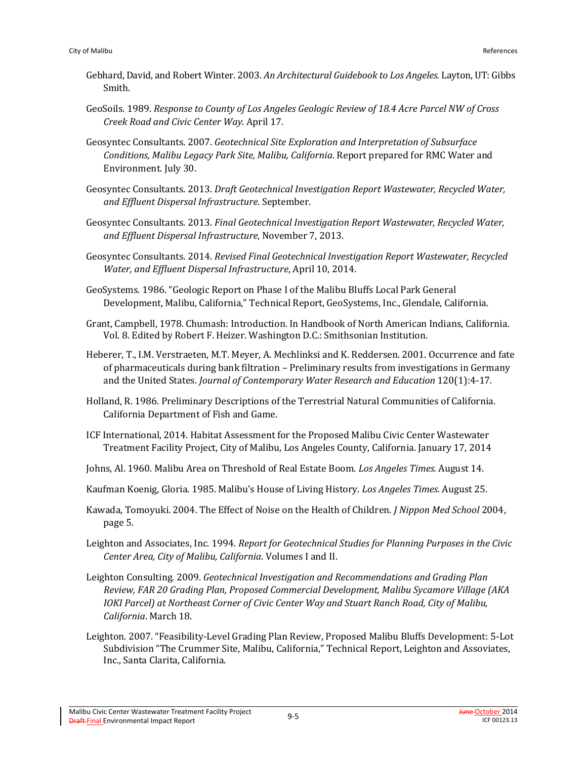Gebhard, David, and Robert Winter. 2003. *An Architectural Guidebook to Los Angeles.* Layton, UT: Gibbs Smith.

GeoSoils. 1989. *Response to County of Los Angeles Geologic Review of 18.4 Acre Parcel NW of Cross Creek Road and Civic Center Way*. April 17.

Geosyntec Consultants. 2007. *Geotechnical Site Exploration and Interpretation of Subsurface Conditions, Malibu Legacy Park Site, Malibu, California*. Report prepared for RMC Water and Environment. July 30.

Geosyntec Consultants. 2013. *Draft Geotechnical Investigation Report Wastewater, Recycled Water, and Effluent Dispersal Infrastructure*. September.

Geosyntec Consultants. 2013. *Final Geotechnical Investigation Report Wastewater, Recycled Water, and Effluent Dispersal Infrastructure*, November 7, 2013.

Geosyntec Consultants. 2014. *Revised Final Geotechnical Investigation Report Wastewater, Recycled Water, and Effluent Dispersal Infrastructure*, April 10, 2014.

GeoSystems. 1986. "Geologic Report on Phase I of the Malibu Bluffs Local Park General Development, Malibu, California," Technical Report, GeoSystems, Inc., Glendale, California.

Grant, Campbell, 1978. Chumash: Introduction. In Handbook of North American Indians, California. Vol. 8. Edited by Robert F. Heizer. Washington D.C.: Smithsonian Institution.

Heberer, T., I.M. Verstraeten, M.T. Meyer, A. Mechlinksi and K. Reddersen. 2001. Occurrence and fate of pharmaceuticals during bank filtration – Preliminary results from investigations in Germany and the United States. *Journal of Contemporary Water Research and Education* 120(1):4-17.

Holland, R. 1986. Preliminary Descriptions of the Terrestrial Natural Communities of California. California Department of Fish and Game.

ICF International, 2014. Habitat Assessment for the Proposed Malibu Civic Center Wastewater Treatment Facility Project, City of Malibu, Los Angeles County, California. January 17, 2014

Johns, Al. 1960. Malibu Area on Threshold of Real Estate Boom. *Los Angeles Times.* August 14.

Kaufman Koenig, Gloria. 1985. Malibu's House of Living History. *Los Angeles Times*. August 25.

Kawada, Tomoyuki. 2004. The Effect of Noise on the Health of Children. *J Nippon Med School* 2004, page 5.

Leighton and Associates, Inc. 1994. *Report for Geotechnical Studies for Planning Purposes in the Civic Center Area, City of Malibu, California.* Volumes I and II.

Leighton Consulting. 2009. *Geotechnical Investigation and Recommendations and Grading Plan Review, FAR 20 Grading Plan, Proposed Commercial Development, Malibu Sycamore Village (AKA IOKI Parcel) at Northeast Corner of Civic Center Way and Stuart Ranch Road, City of Malibu, California*. March 18.

Leighton. 2007. "Feasibility-Level Grading Plan Review, Proposed Malibu Bluffs Development: 5-Lot Subdivision "The Crummer Site, Malibu, California," Technical Report, Leighton and Assoviates, Inc., Santa Clarita, California.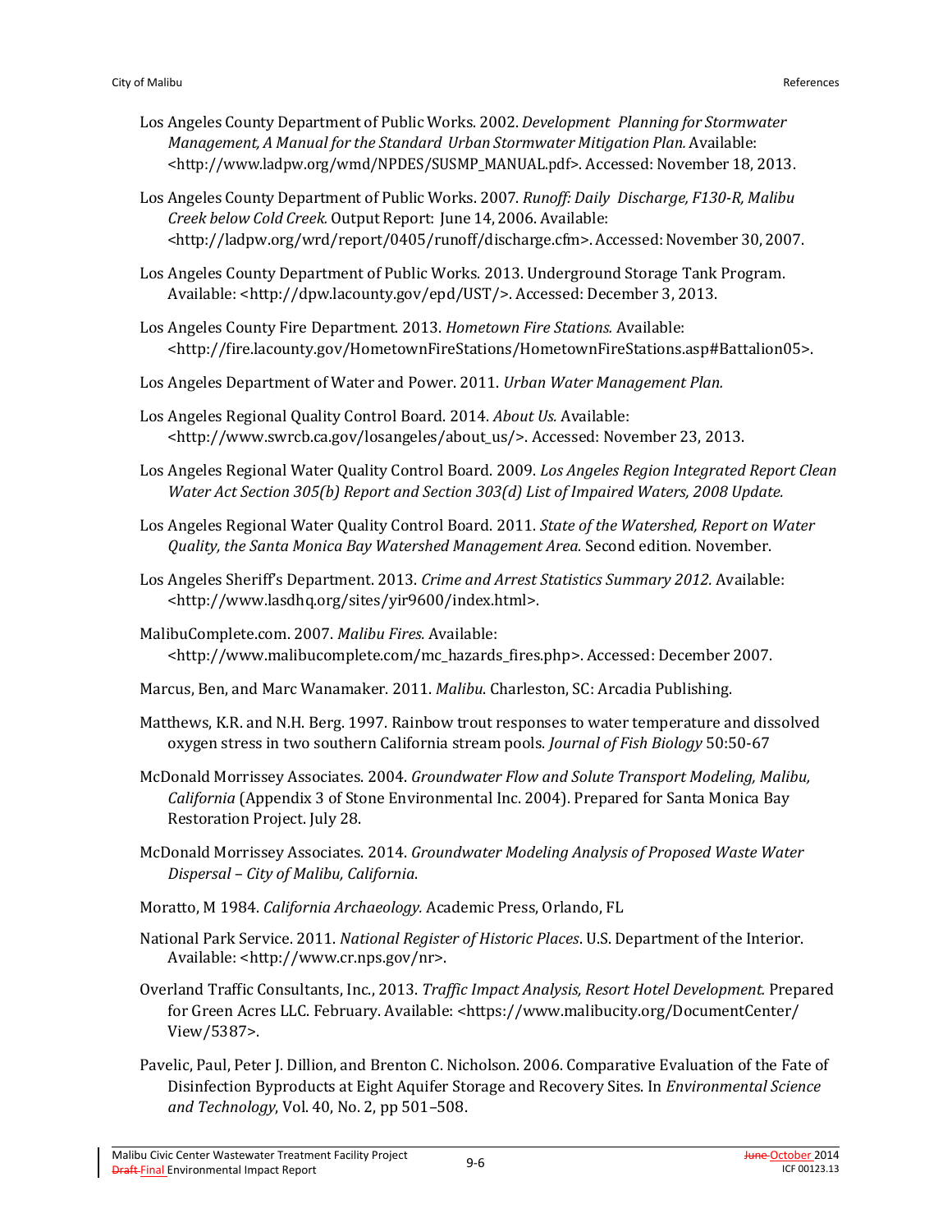Los Angeles County Department of Public Works. 2002. *Development Planning for Stormwater Management, A Manual for the Standard Urban Stormwater Mitigation Plan.* Available: <http://www.ladpw.org/wmd/NPDES/SUSMP_MANUAL.pdf>. Accessed: November 18, 2013.

Los Angeles County Department of Public Works. 2007. *Runoff: Daily Discharge, F130-R, Malibu Creek below Cold Creek.* Output Report: June 14, 2006. Available: <http://ladpw.org/wrd/report/0405/runoff/discharge.cfm>. Accessed: November 30, 2007.

Los Angeles County Department of Public Works. 2013. Underground Storage Tank Program. Available: <http://dpw.lacounty.gov/epd/UST/>. Accessed: December 3, 2013.

Los Angeles County Fire Department. 2013. *Hometown Fire Stations.* Available: <http://fire.lacounty.gov/HometownFireStations/HometownFireStations.asp#Battalion05>.

Los Angeles Department of Water and Power. 2011. *Urban Water Management Plan.*

Los Angeles Regional Quality Control Board. 2014. *About Us.* Available: <http://www.swrcb.ca.gov/losangeles/about_us/>. Accessed: November 23, 2013.

Los Angeles Regional Water Quality Control Board. 2009. *Los Angeles Region Integrated Report Clean Water Act Section 305(b) Report and Section 303(d) List of Impaired Waters, 2008 Update.*

Los Angeles Regional Water Quality Control Board. 2011. *State of the Watershed, Report on Water Quality, the Santa Monica Bay Watershed Management Area.* Second edition. November.

Los Angeles Sheriff's Department. 2013. *Crime and Arrest Statistics Summary 2012.* Available: <http://www.lasdhq.org/sites/yir9600/index.html>.

MalibuComplete.com. 2007. *Malibu Fires.* Available: <http://www.malibucomplete.com/mc_hazards_fires.php>. Accessed: December 2007.

Marcus, Ben, and Marc Wanamaker. 2011. *Malibu*. Charleston, SC: Arcadia Publishing.

Matthews, K.R. and N.H. Berg. 1997. Rainbow trout responses to water temperature and dissolved oxygen stress in two southern California stream pools. *Journal of Fish Biology* 50:50-67

McDonald Morrissey Associates. 2004. *Groundwater Flow and Solute Transport Modeling, Malibu, California* (Appendix 3 of Stone Environmental Inc. 2004). Prepared for Santa Monica Bay Restoration Project. July 28.

McDonald Morrissey Associates. 2014. *Groundwater Modeling Analysis of Proposed Waste Water Dispersal – City of Malibu, California*.

Moratto, M 1984. *California Archaeology.* Academic Press, Orlando, FL

National Park Service. 2011. *National Register of Historic Places*. U.S. Department of the Interior. Available: <http://www.cr.nps.gov/nr>.

Overland Traffic Consultants, Inc., 2013. *Traffic Impact Analysis, Resort Hotel Development.* Prepared for Green Acres LLC. February. Available: <https://www.malibucity.org/DocumentCenter/View/5387>.

Pavelic, Paul, Peter J. Dillion, and Brenton C. Nicholson. 2006. Comparative Evaluation of the Fate of Disinfection Byproducts at Eight Aquifer Storage and Recovery Sites. In *Environmental Science and Technology*, Vol. 40, No. 2, pp 501–508.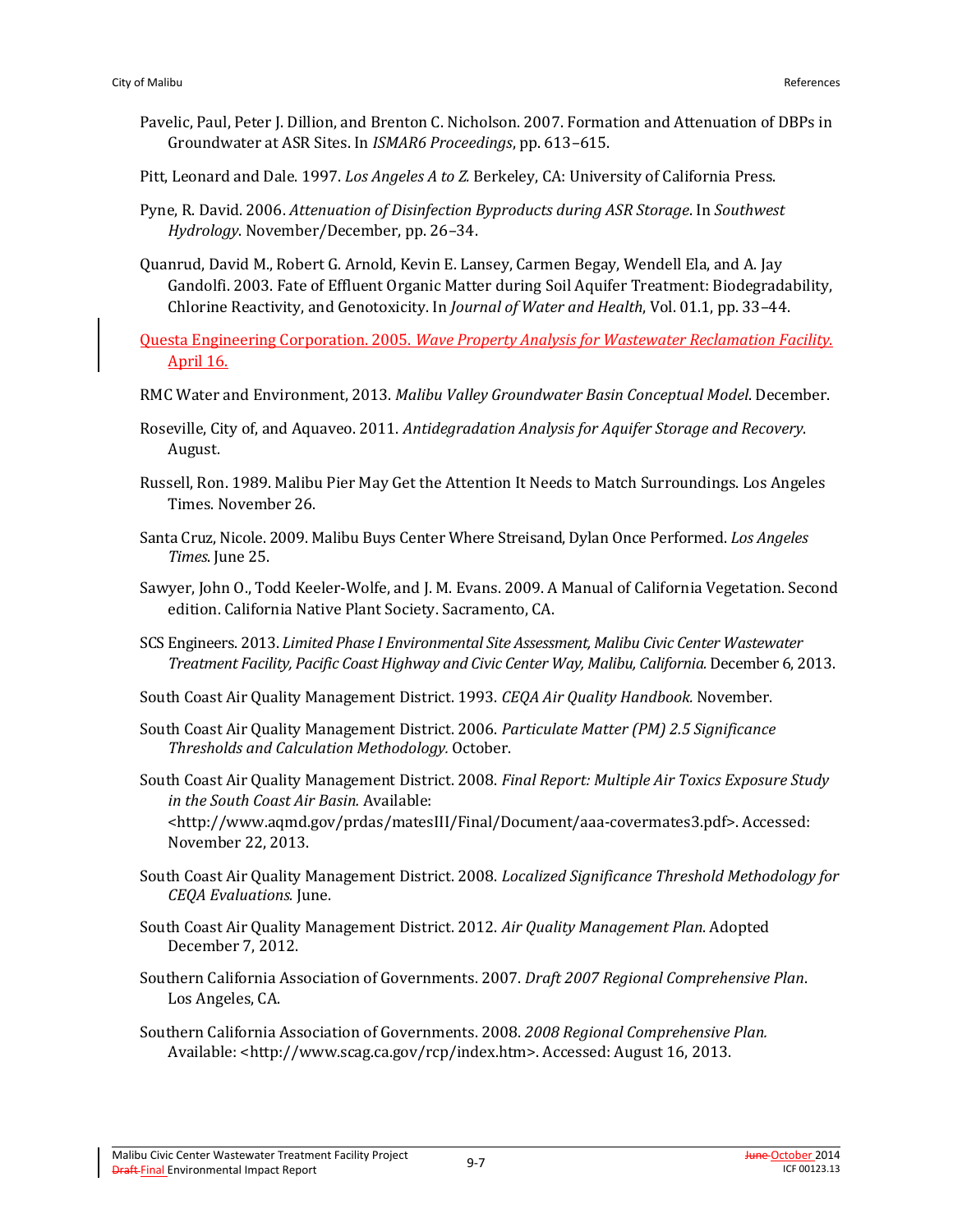Pavelic, Paul, Peter J. Dillion, and Brenton C. Nicholson. 2007. Formation and Attenuation of DBPs in Groundwater at ASR Sites. In *ISMAR6 Proceedings*, pp. 613–615.

Pitt, Leonard and Dale. 1997. *Los Angeles A to Z.* Berkeley, CA: University of California Press.

Pyne, R. David. 2006. *Attenuation of Disinfection Byproducts during ASR Storage*. In *Southwest Hydrology*. November/December, pp. 26–34.

Quanrud, David M., Robert G. Arnold, Kevin E. Lansey, Carmen Begay, Wendell Ela, and A. Jay Gandolfi. 2003. Fate of Effluent Organic Matter during Soil Aquifer Treatment: Biodegradability, Chlorine Reactivity, and Genotoxicity. In *Journal of Water and Health*, Vol. 01.1, pp. 33–44.

Questa Engineering Corporation. 2005. *Wave Property Analysis for Wastewater Reclamation Facility.* April 16.

RMC Water and Environment, 2013. *Malibu Valley Groundwater Basin Conceptual Model*. December.

Roseville, City of, and Aquaveo. 2011. *Antidegradation Analysis for Aquifer Storage and Recovery*. August.

Russell, Ron. 1989. Malibu Pier May Get the Attention It Needs to Match Surroundings. Los Angeles Times. November 26.

Santa Cruz, Nicole. 2009. Malibu Buys Center Where Streisand, Dylan Once Performed. *Los Angeles Times*. June 25.

Sawyer, John O., Todd Keeler-Wolfe, and J. M. Evans. 2009. A Manual of California Vegetation. Second edition. California Native Plant Society. Sacramento, CA.

SCS Engineers. 2013. *Limited Phase I Environmental Site Assessment, Malibu Civic Center Wastewater Treatment Facility, Pacific Coast Highway and Civic Center Way, Malibu, California.* December 6, 2013.

South Coast Air Quality Management District. 1993. *CEQA Air Quality Handbook.* November.

South Coast Air Quality Management District. 2006. *Particulate Matter (PM) 2.5 Significance Thresholds and Calculation Methodology.* October.

South Coast Air Quality Management District. 2008. *Final Report: Multiple Air Toxics Exposure Study in the South Coast Air Basin.* Available: <http://www.aqmd.gov/prdas/matesIII/Final/Document/aaa-covermates3.pdf>. Accessed: November 22, 2013.

South Coast Air Quality Management District. 2008. *Localized Significance Threshold Methodology for CEQA Evaluations.* June.

South Coast Air Quality Management District. 2012. *Air Quality Management Plan*. Adopted December 7, 2012.

Southern California Association of Governments. 2007. *Draft 2007 Regional Comprehensive Plan*. Los Angeles, CA.

Southern California Association of Governments. 2008. *2008 Regional Comprehensive Plan.* Available: <http://www.scag.ca.gov/rcp/index.htm>. Accessed: August 16, 2013.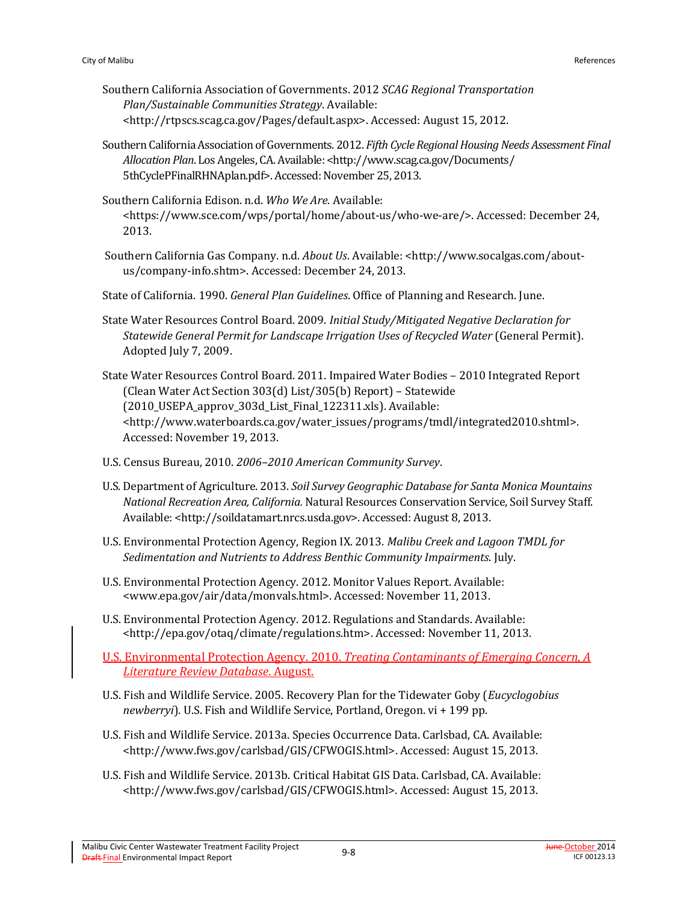Southern California Association of Governments. 2012 *SCAG Regional Transportation Plan/Sustainable Communities Strategy*. Available: <http://rtpscs.scag.ca.gov/Pages/default.aspx>. Accessed: August 15, 2012.

Southern California Association of Governments. 2012. *Fifth Cycle Regional Housing Needs Assessment Final Allocation Plan*. Los Angeles, CA. Available: <http://www.scag.ca.gov/Documents/5thCyclePFinalRHNAplan.pdf>. Accessed: November 25, 2013.

Southern California Edison. n.d. *Who We Are.* Available: <https://www.sce.com/wps/portal/home/about-us/who-we-are/>. Accessed: December 24, 2013.

Southern California Gas Company. n.d. *About Us*. Available: <http://www.socalgas.com/about-us/company-info.shtm>. Accessed: December 24, 2013.

State of California. 1990. *General Plan Guidelines*. Office of Planning and Research. June.

State Water Resources Control Board. 2009. *Initial Study/Mitigated Negative Declaration for Statewide General Permit for Landscape Irrigation Uses of Recycled Water* (General Permit). Adopted July 7, 2009.

State Water Resources Control Board. 2011. Impaired Water Bodies – 2010 Integrated Report (Clean Water Act Section 303(d) List/305(b) Report) – Statewide (2010_USEPA_approv_303d_List_Final_122311.xls). Available: <http://www.waterboards.ca.gov/water_issues/programs/tmdl/integrated2010.shtml>. Accessed: November 19, 2013.

U.S. Census Bureau, 2010. *2006–2010 American Community Survey*.

U.S. Department of Agriculture. 2013. *Soil Survey Geographic Database for Santa Monica Mountains National Recreation Area, California.* Natural Resources Conservation Service, Soil Survey Staff. Available: <http://soildatamart.nrcs.usda.gov>. Accessed: August 8, 2013.

U.S. Environmental Protection Agency, Region IX. 2013. *Malibu Creek and Lagoon TMDL for Sedimentation and Nutrients to Address Benthic Community Impairments*. July.

U.S. Environmental Protection Agency. 2012. Monitor Values Report. Available: <www.epa.gov/air/data/monvals.html>. Accessed: November 11, 2013.

U.S. Environmental Protection Agency. 2012. Regulations and Standards. Available: <http://epa.gov/otaq/climate/regulations.htm>. Accessed: November 11, 2013.

U.S. Environmental Protection Agency. 2010. *Treating Contaminants of Emerging Concern, A Literature Review Database*. August.

U.S. Fish and Wildlife Service. 2005. Recovery Plan for the Tidewater Goby (*Eucyclogobius newberryi*). U.S. Fish and Wildlife Service, Portland, Oregon. vi + 199 pp.

U.S. Fish and Wildlife Service. 2013a. Species Occurrence Data. Carlsbad, CA. Available: <http://www.fws.gov/carlsbad/GIS/CFWOGIS.html>. Accessed: August 15, 2013.

U.S. Fish and Wildlife Service. 2013b. Critical Habitat GIS Data. Carlsbad, CA. Available: <http://www.fws.gov/carlsbad/GIS/CFWOGIS.html>. Accessed: August 15, 2013.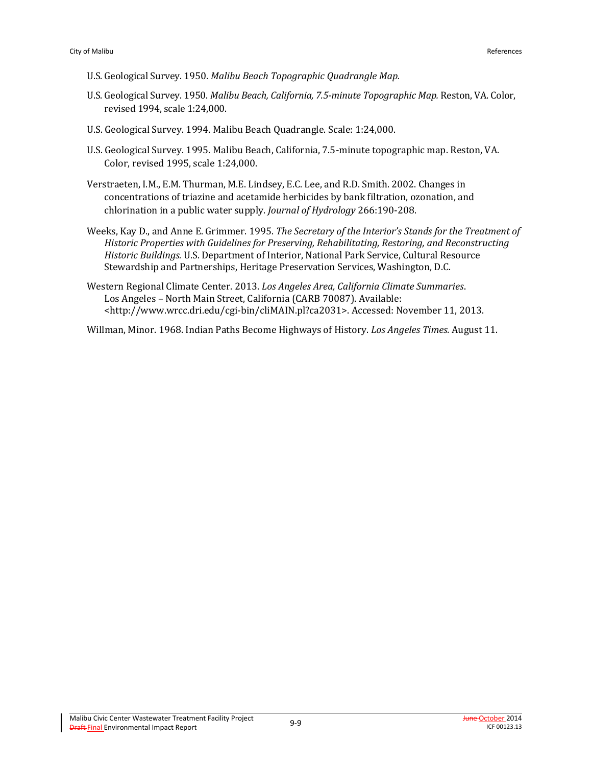U.S. Geological Survey. 1950. *Malibu Beach Topographic Quadrangle Map.*

U.S. Geological Survey. 1950. *Malibu Beach, California, 7.5-minute Topographic Map.* Reston, VA. Color, revised 1994, scale 1:24,000.

U.S. Geological Survey. 1994. Malibu Beach Quadrangle. Scale: 1:24,000.

U.S. Geological Survey. 1995. Malibu Beach, California, 7.5-minute topographic map. Reston, VA. Color, revised 1995, scale 1:24,000.

Verstraeten, I.M., E.M. Thurman, M.E. Lindsey, E.C. Lee, and R.D. Smith. 2002. Changes in concentrations of triazine and acetamide herbicides by bank filtration, ozonation, and chlorination in a public water supply. *Journal of Hydrology* 266:190-208.

Weeks, Kay D., and Anne E. Grimmer. 1995. *The Secretary of the Interior's Stands for the Treatment of Historic Properties with Guidelines for Preserving, Rehabilitating, Restoring, and Reconstructing Historic Buildings.* U.S. Department of Interior, National Park Service, Cultural Resource Stewardship and Partnerships, Heritage Preservation Services, Washington, D.C.

Western Regional Climate Center. 2013. *Los Angeles Area, California Climate Summaries*. Los Angeles – North Main Street, California (CARB 70087). Available: <http://www.wrcc.dri.edu/cgi-bin/cliMAIN.pl?ca2031>. Accessed: November 11, 2013.

Willman, Minor. 1968. Indian Paths Become Highways of History. *Los Angeles Times.* August 11.